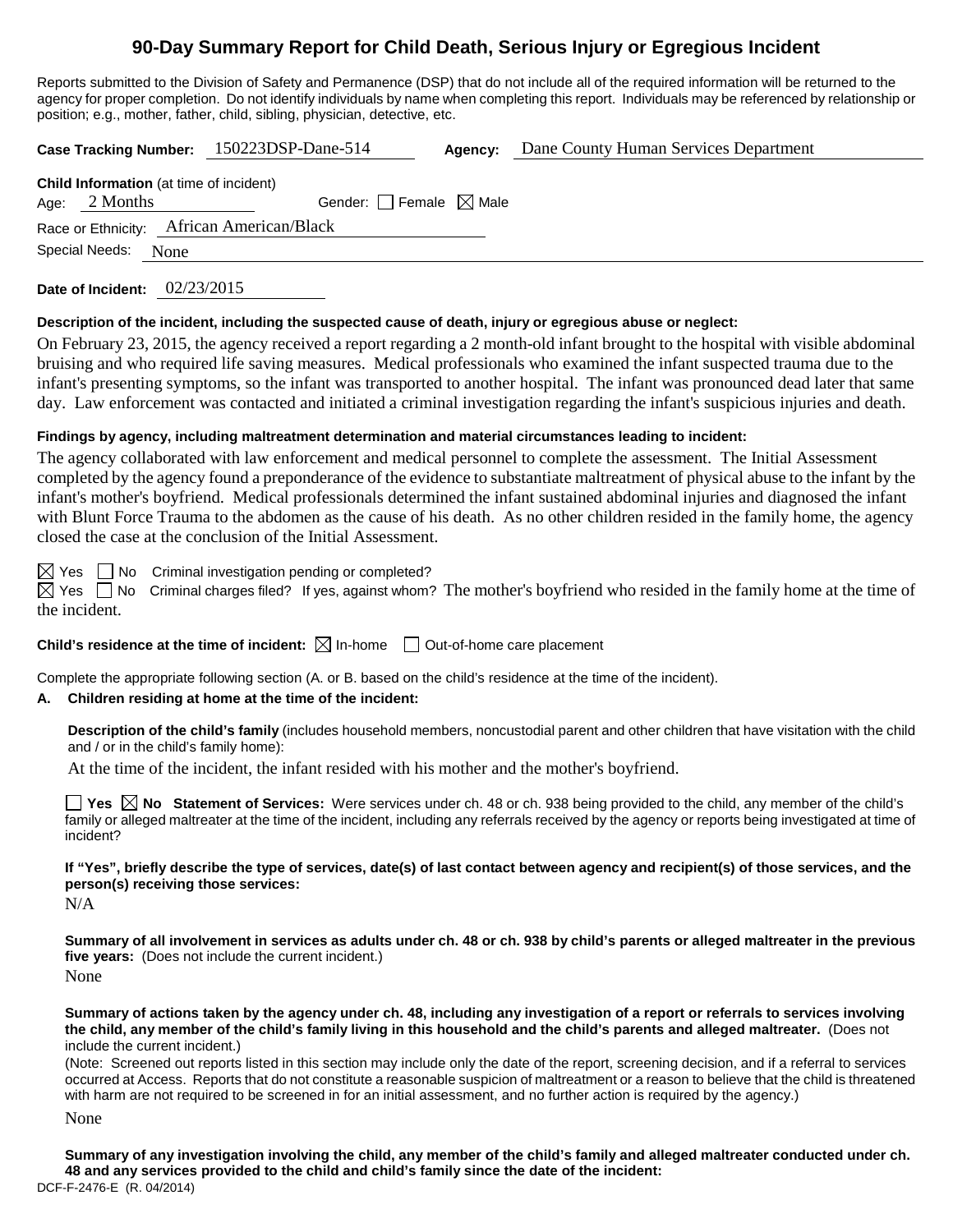# 90-Day Summary Report for Child Death, Serious Injury or Egregious Incident

Reports submitted to the Division of Safety and Permanence (DSP) that do not include all of the required information will be returned to the agency for proper completion. Do not identify individuals by name when completing this report. Individuals may be referenced by relationship or position; e.g., mother, father, child, sibling, physician, detective, etc.

**Case Tracking Number:** 150223DSP-Dane-514 **Agency:** Dane County Human Services Department

**Child Information** (at time of incident)
Age: 2 Months Gender: ☐ Female ☒ Male
Race or Ethnicity: African American/Black
Special Needs: None

**Date of Incident:** 02/23/2015

**Description of the incident, including the suspected cause of death, injury or egregious abuse or neglect:**

On February 23, 2015, the agency received a report regarding a 2 month-old infant brought to the hospital with visible abdominal bruising and who required life saving measures. Medical professionals who examined the infant suspected trauma due to the infant's presenting symptoms, so the infant was transported to another hospital. The infant was pronounced dead later that same day. Law enforcement was contacted and initiated a criminal investigation regarding the infant's suspicious injuries and death.

**Findings by agency, including maltreatment determination and material circumstances leading to incident:**

The agency collaborated with law enforcement and medical personnel to complete the assessment. The Initial Assessment completed by the agency found a preponderance of the evidence to substantiate maltreatment of physical abuse to the infant by the infant's mother's boyfriend. Medical professionals determined the infant sustained abdominal injuries and diagnosed the infant with Blunt Force Trauma to the abdomen as the cause of his death. As no other children resided in the family home, the agency closed the case at the conclusion of the Initial Assessment.

☒ Yes ☐ No Criminal investigation pending or completed?
☒ Yes ☐ No Criminal charges filed? If yes, against whom? The mother's boyfriend who resided in the family home at the time of the incident.

**Child's residence at the time of incident:** ☒ In-home ☐ Out-of-home care placement

Complete the appropriate following section (A. or B. based on the child's residence at the time of the incident).

**A. Children residing at home at the time of the incident:**

**Description of the child's family** (includes household members, noncustodial parent and other children that have visitation with the child and / or in the child's family home):

At the time of the incident, the infant resided with his mother and the mother's boyfriend.

☐ **Yes** ☒ **No Statement of Services:** Were services under ch. 48 or ch. 938 being provided to the child, any member of the child's family or alleged maltreater at the time of the incident, including any referrals received by the agency or reports being investigated at time of incident?

**If "Yes", briefly describe the type of services, date(s) of last contact between agency and recipient(s) of those services, and the person(s) receiving those services:**

N/A

**Summary of all involvement in services as adults under ch. 48 or ch. 938 by child's parents or alleged maltreater in the previous five years:** (Does not include the current incident.)

None

**Summary of actions taken by the agency under ch. 48, including any investigation of a report or referrals to services involving the child, any member of the child's family living in this household and the child's parents and alleged maltreater.** (Does not include the current incident.)

(Note: Screened out reports listed in this section may include only the date of the report, screening decision, and if a referral to services occurred at Access. Reports that do not constitute a reasonable suspicion of maltreatment or a reason to believe that the child is threatened with harm are not required to be screened in for an initial assessment, and no further action is required by the agency.)

None

**Summary of any investigation involving the child, any member of the child's family and alleged maltreater conducted under ch. 48 and any services provided to the child and child's family since the date of the incident:**

DCF-F-2476-E (R. 04/2014)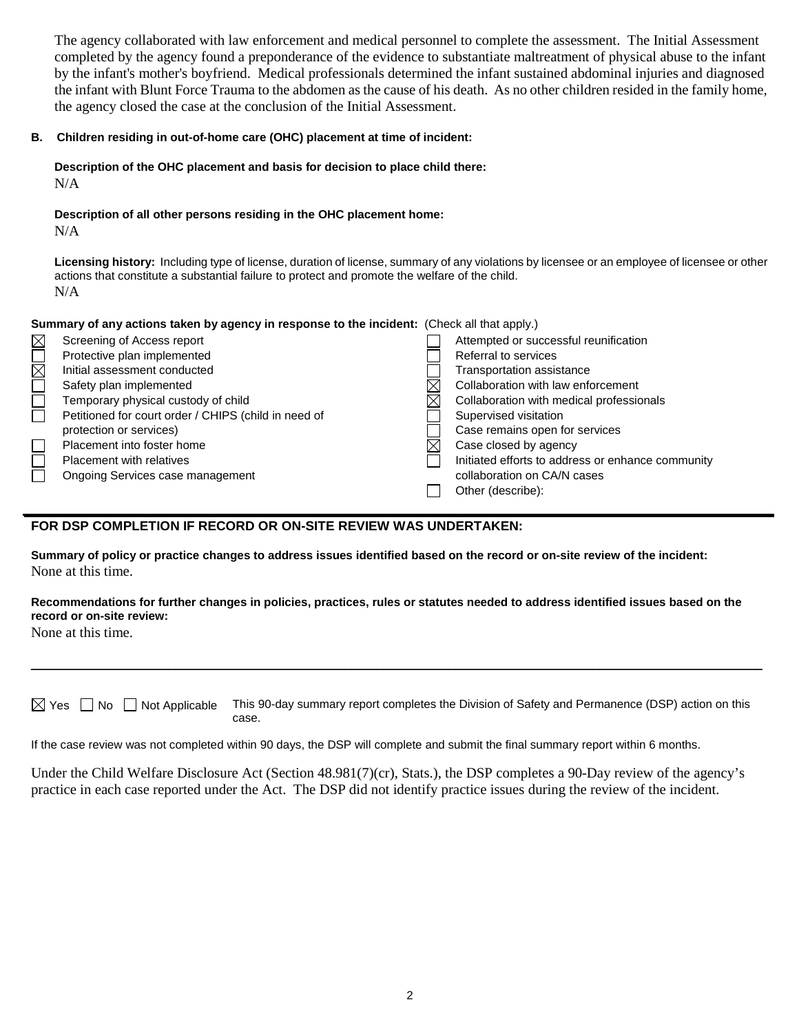The agency collaborated with law enforcement and medical personnel to complete the assessment. The Initial Assessment completed by the agency found a preponderance of the evidence to substantiate maltreatment of physical abuse to the infant by the infant's mother's boyfriend. Medical professionals determined the infant sustained abdominal injuries and diagnosed the infant with Blunt Force Trauma to the abdomen as the cause of his death. As no other children resided in the family home, the agency closed the case at the conclusion of the Initial Assessment.

**B. Children residing in out-of-home care (OHC) placement at time of incident:**

**Description of the OHC placement and basis for decision to place child there:**
N/A

**Description of all other persons residing in the OHC placement home:**
N/A

**Licensing history:** Including type of license, duration of license, summary of any violations by licensee or an employee of licensee or other actions that constitute a substantial failure to protect and promote the welfare of the child.
N/A

**Summary of any actions taken by agency in response to the incident:** (Check all that apply.)

- ☒ Screening of Access report
- ☐ Protective plan implemented
- ☒ Initial assessment conducted
- ☐ Safety plan implemented
- ☐ Temporary physical custody of child
- ☐ Petitioned for court order / CHIPS (child in need of protection or services)
- ☐ Placement into foster home
- ☐ Placement with relatives
- ☐ Ongoing Services case management
- ☐ Attempted or successful reunification
- ☐ Referral to services
- ☐ Transportation assistance
- ☒ Collaboration with law enforcement
- ☒ Collaboration with medical professionals
- ☐ Supervised visitation
- ☐ Case remains open for services
- ☒ Case closed by agency
- ☐ Initiated efforts to address or enhance community collaboration on CA/N cases
- ☐ Other (describe):

## FOR DSP COMPLETION IF RECORD OR ON-SITE REVIEW WAS UNDERTAKEN:

**Summary of policy or practice changes to address issues identified based on the record or on-site review of the incident:**
None at this time.

**Recommendations for further changes in policies, practices, rules or statutes needed to address identified issues based on the record or on-site review:**
None at this time.

---

☒ Yes ☐ No ☐ Not Applicable This 90-day summary report completes the Division of Safety and Permanence (DSP) action on this case.

If the case review was not completed within 90 days, the DSP will complete and submit the final summary report within 6 months.

Under the Child Welfare Disclosure Act (Section 48.981(7)(cr), Stats.), the DSP completes a 90-Day review of the agency's practice in each case reported under the Act. The DSP did not identify practice issues during the review of the incident.